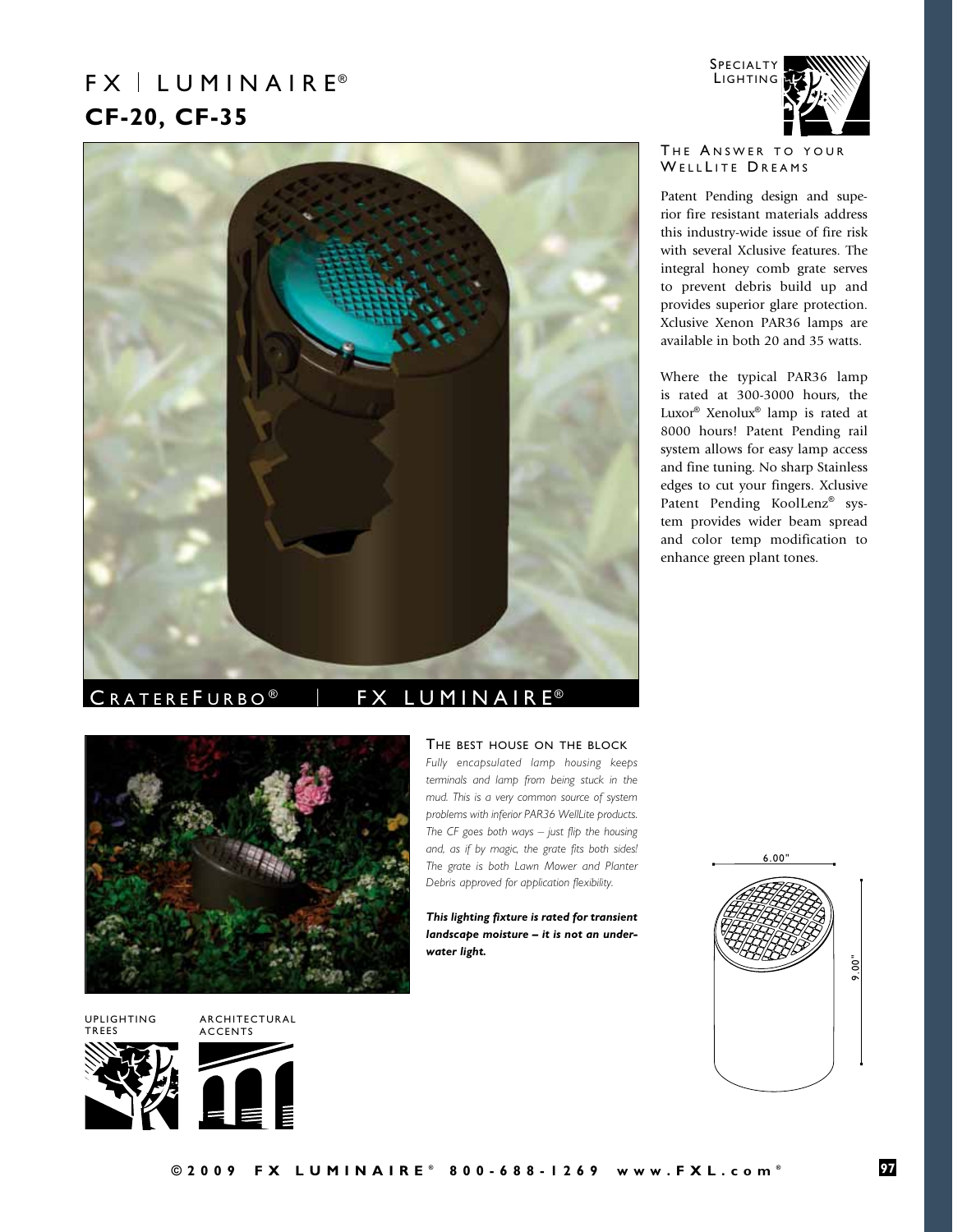# FX | LUMINAIRE®

## CF-20, CF-35

SPECIALTY LIGHTING

### THE ANSWER TO YOUR WELLLITE DREAMS

Patent Pending design and superior fire resistant materials address this industry-wide issue of fire risk with several Xclusive features. The integral honey comb grate serves to prevent debris build up and provides superior glare protection. Xclusive Xenon PAR36 lamps are available in both 20 and 35 watts.

Where the typical PAR36 lamp is rated at 300-3000 hours, the Luxor® Xenolux® lamp is rated at 8000 hours! Patent Pending rail system allows for easy lamp access and fine tuning. No sharp Stainless edges to cut your fingers. Xclusive Patent Pending KoolLenz® system provides wider beam spread and color temp modification to enhance green plant tones.

CRATEREFURBO® | FX LUMINAIRE®

### THE BEST HOUSE ON THE BLOCK

*Fully encapsulated lamp housing keeps terminals and lamp from being stuck in the mud. This is a very common source of system problems with inferior PAR36 WellLite products. The CF goes both ways – just flip the housing and, as if by magic, the grate fits both sides! The grate is both Lawn Mower and Planter Debris approved for application flexibility.*

***This lighting fixture is rated for transient landscape moisture – it is not an underwater light.***

6.00"

9.00"

UPLIGHTING TREES

ARCHITECTURAL ACCENTS

©2009 FX LUMINAIRE® 800-688-1269 www.FXL.com®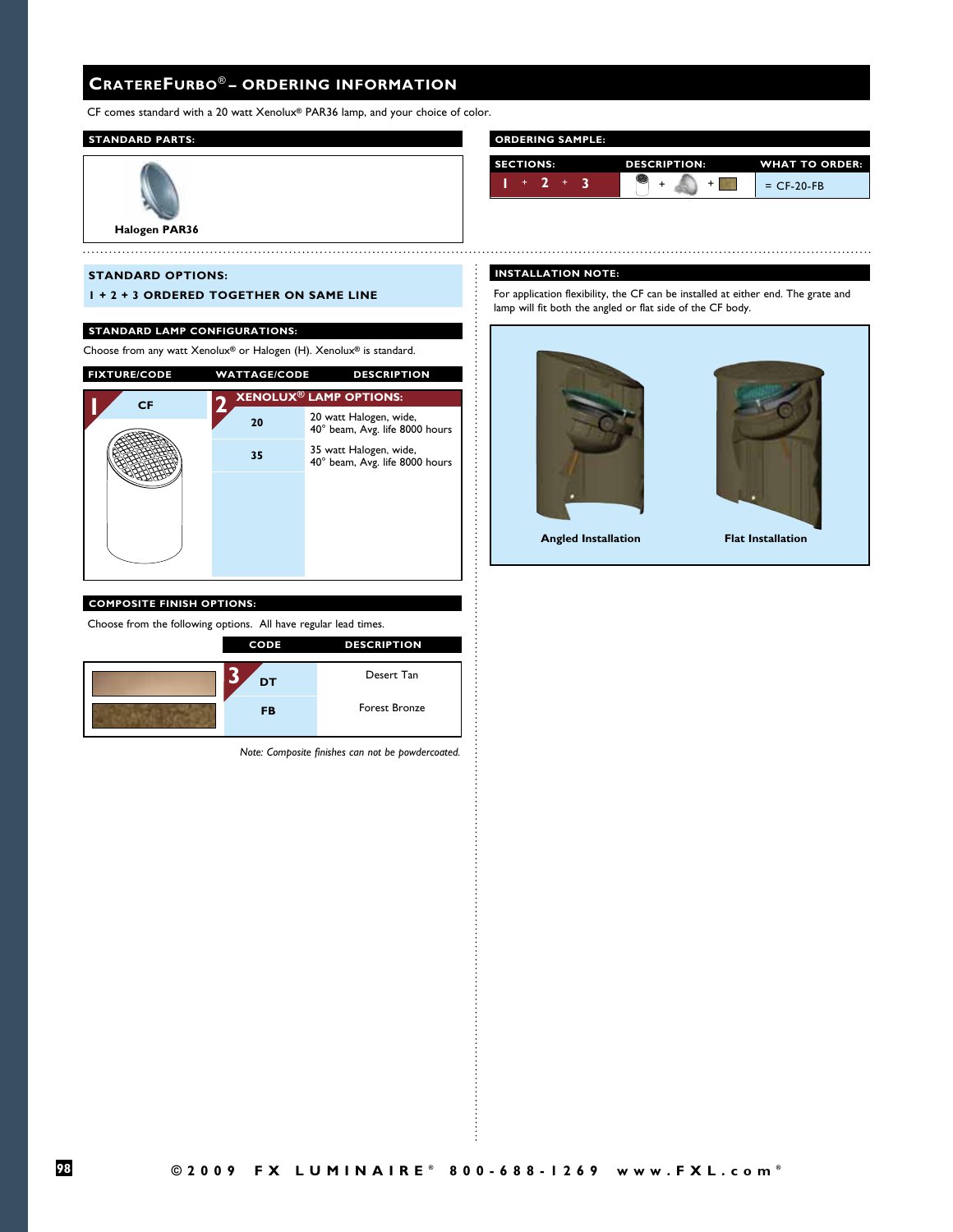# CRATEREFURBO® – ORDERING INFORMATION

CF comes standard with a 20 watt Xenolux® PAR36 lamp, and your choice of color.

## STANDARD PARTS:

Halogen PAR36

## ORDERING SAMPLE:

| SECTIONS: | DESCRIPTION: | WHAT TO ORDER: |
|---|---|---|
| 1 + 2 + 3 | + + | = CF-20-FB |

## STANDARD OPTIONS:

**1 + 2 + 3 ORDERED TOGETHER ON SAME LINE**

## STANDARD LAMP CONFIGURATIONS:

Choose from any watt Xenolux® or Halogen (H). Xenolux® is standard.

| FIXTURE/CODE | WATTAGE/CODE | DESCRIPTION |
|---|---|---|
| 1 CF | 2 XENOLUX® LAMP OPTIONS: | |
| | 20 | 20 watt Halogen, wide, 40° beam, Avg. life 8000 hours |
| | 35 | 35 watt Halogen, wide, 40° beam, Avg. life 8000 hours |

## COMPOSITE FINISH OPTIONS:

Choose from the following options. All have regular lead times.

| | CODE | DESCRIPTION |
|---|---|---|
| 3 | DT | Desert Tan |
| | FB | Forest Bronze |

*Note: Composite finishes can not be powdercoated.*

## INSTALLATION NOTE:

For application flexibility, the CF can be installed at either end. The grate and lamp will fit both the angled or flat side of the CF body.

Angled Installation

Flat Installation

©2009 FX LUMINAIRE® 800-688-1269 www.FXL.com®